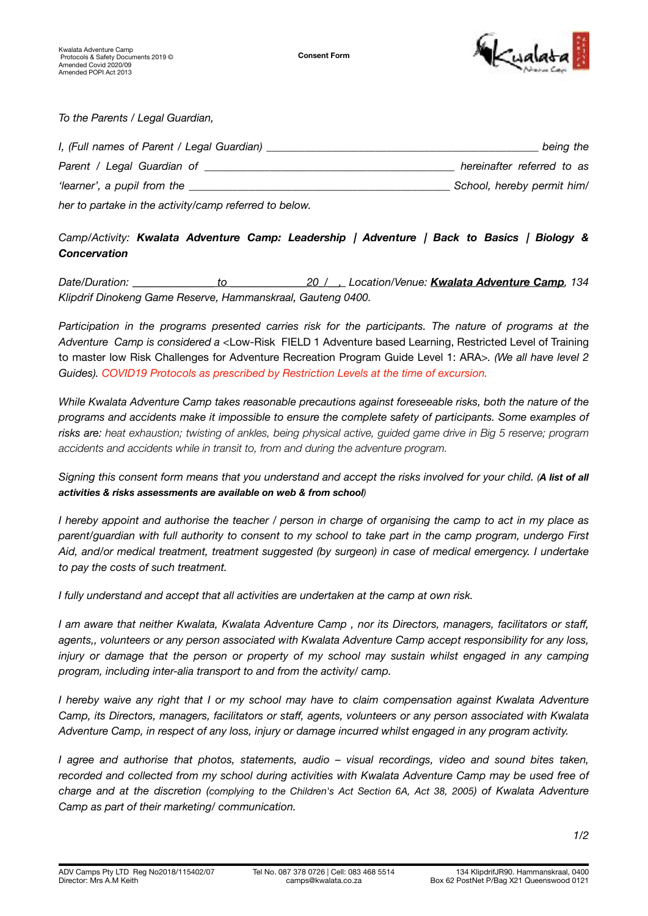Kwalata Adventure Camp
Protocols & Safety Documents 2019 ©
Amended Covid 2020/09
Amended POPI Act 2013

**Consent Form**

*To the Parents / Legal Guardian,*

*I, (Full names of Parent / Legal Guardian) \_\_\_\_\_\_\_\_\_\_\_\_\_\_\_\_\_\_\_\_\_\_\_\_\_\_\_\_\_\_\_\_\_\_\_\_\_\_\_\_\_\_\_\_\_\_ being the Parent / Legal Guardian of \_\_\_\_\_\_\_\_\_\_\_\_\_\_\_\_\_\_\_\_\_\_\_\_\_\_\_\_\_\_\_\_\_\_\_\_\_\_\_\_\_\_\_\_ hereinafter referred to as 'learner', a pupil from the \_\_\_\_\_\_\_\_\_\_\_\_\_\_\_\_\_\_\_\_\_\_\_\_\_\_\_\_\_\_\_\_\_\_\_\_\_\_\_\_\_\_\_\_\_\_ School, hereby permit him/ her to partake in the activity/camp referred to below.*

*Camp/Activity:* ***Kwalata Adventure Camp: Leadership | Adventure | Back to Basics | Biology & Concervation***

*Date/Duration: \_\_\_\_\_\_\_\_\_\_\_\_\_\_\_ to \_\_\_\_\_\_\_\_\_\_\_\_\_\_\_ 20 / , Location/Venue:* ***Kwalata Adventure Camp****, 134 Klipdrif Dinokeng Game Reserve, Hammanskraal, Gauteng 0400.*

*Participation in the programs presented carries risk for the participants. The nature of programs at the Adventure Camp is considered a* <Low-Risk FIELD 1 Adventure based Learning, Restricted Level of Training to master low Risk Challenges for Adventure Recreation Program Guide Level 1: ARA>. *(We all have level 2 Guides). COVID19 Protocols as prescribed by Restriction Levels at the time of excursion.*

*While Kwalata Adventure Camp takes reasonable precautions against foreseeable risks, both the nature of the programs and accidents make it impossible to ensure the complete safety of participants. Some examples of risks are: heat exhaustion; twisting of ankles, being physical active, guided game drive in Big 5 reserve; program accidents and accidents while in transit to, from and during the adventure program.*

*Signing this consent form means that you understand and accept the risks involved for your child. (****A list of all activities & risks assessments are available on web & from school****)*

*I hereby appoint and authorise the teacher / person in charge of organising the camp to act in my place as parent/guardian with full authority to consent to my school to take part in the camp program, undergo First Aid, and/or medical treatment, treatment suggested (by surgeon) in case of medical emergency. I undertake to pay the costs of such treatment.*

*I fully understand and accept that all activities are undertaken at the camp at own risk.*

*I am aware that neither Kwalata, Kwalata Adventure Camp , nor its Directors, managers, facilitators or staff, agents,, volunteers or any person associated with Kwalata Adventure Camp accept responsibility for any loss, injury or damage that the person or property of my school may sustain whilst engaged in any camping program, including inter-alia transport to and from the activity/ camp.*

*I hereby waive any right that I or my school may have to claim compensation against Kwalata Adventure Camp, its Directors, managers, facilitators or staff, agents, volunteers or any person associated with Kwalata Adventure Camp, in respect of any loss, injury or damage incurred whilst engaged in any program activity.*

*I agree and authorise that photos, statements, audio – visual recordings, video and sound bites taken, recorded and collected from my school during activities with Kwalata Adventure Camp may be used free of charge and at the discretion (complying to the Children's Act Section 6A, Act 38, 2005) of Kwalata Adventure Camp as part of their marketing/ communication.*

ADV Camps Pty LTD Reg No2018/115402/07
Director: Mrs A.M Keith

Tel No. 087 378 0726 | Cell: 083 468 5514
camps@kwalata.co.za

134 KlipdrifJR90. Hammanskraal, 0400
Box 62 PostNet P/Bag X21 Queenswood 0121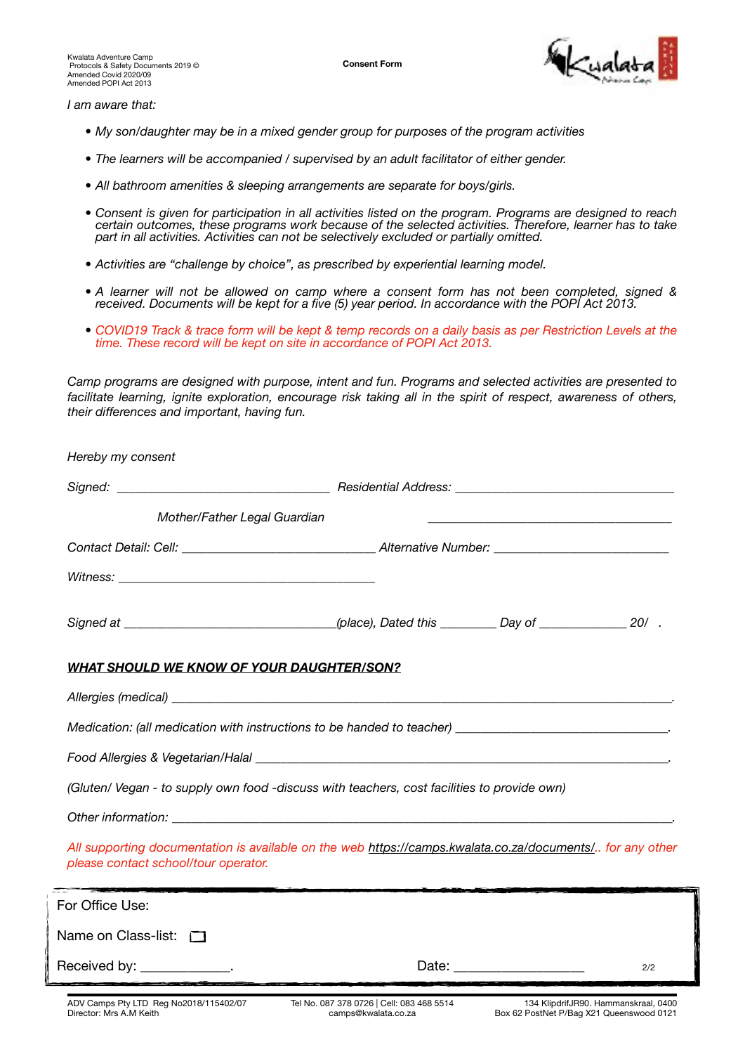*I am aware that:*

- *My son/daughter may be in a mixed gender group for purposes of the program activities*
- *The learners will be accompanied / supervised by an adult facilitator of either gender.*
- *All bathroom amenities & sleeping arrangements are separate for boys/girls.*
- *Consent is given for participation in all activities listed on the program. Programs are designed to reach certain outcomes, these programs work because of the selected activities. Therefore, learner has to take part in all activities. Activities can not be selectively excluded or partially omitted.*
- *Activities are "challenge by choice", as prescribed by experiential learning model.*
- *A learner will not be allowed on camp where a consent form has not been completed, signed & received. Documents will be kept for a five (5) year period. In accordance with the POPI Act 2013.*
- *COVID19 Track & trace form will be kept & temp records on a daily basis as per Restriction Levels at the time. These record will be kept on site in accordance of POPI Act 2013.*

*Camp programs are designed with purpose, intent and fun. Programs and selected activities are presented to facilitate learning, ignite exploration, encourage risk taking all in the spirit of respect, awareness of others, their differences and important, having fun.*

*Hereby my consent*

*Signed:* ______________________________ *Residential Address:* ______________________________

*Mother/Father Legal Guardian* ______________________________

*Contact Detail: Cell:* ___________________________ *Alternative Number:* ________________________

*Witness:* ____________________________________

*Signed at* ______________________________*(place), Dated this* ________ *Day of* ____________ *20/ .*

## ***WHAT SHOULD WE KNOW OF YOUR DAUGHTER/SON?***

*Allergies (medical)* ____________________________________________________________________.

*Medication: (all medication with instructions to be handed to teacher)* ______________________________.

*Food Allergies & Vegetarian/Halal* ______________________________________________________.

*(Gluten/ Vegan - to supply own food -discuss with teachers, cost facilities to provide own)*

*Other information:* ____________________________________________________________________.

*All supporting documentation is available on the web https://camps.kwalata.co.za/documents/.. for any other please contact school/tour operator.*

For Office Use:

Name on Class-list: ☐

Received by: ____________. Date: __________________

ADV Camps Pty LTD Reg No2018/115402/07
Director: Mrs A.M Keith

Tel No. 087 378 0726 | Cell: 083 468 5514
camps@kwalata.co.za

134 KlipdrifJR90. Hammanskraal, 0400
Box 62 PostNet P/Bag X21 Queenswood 0121